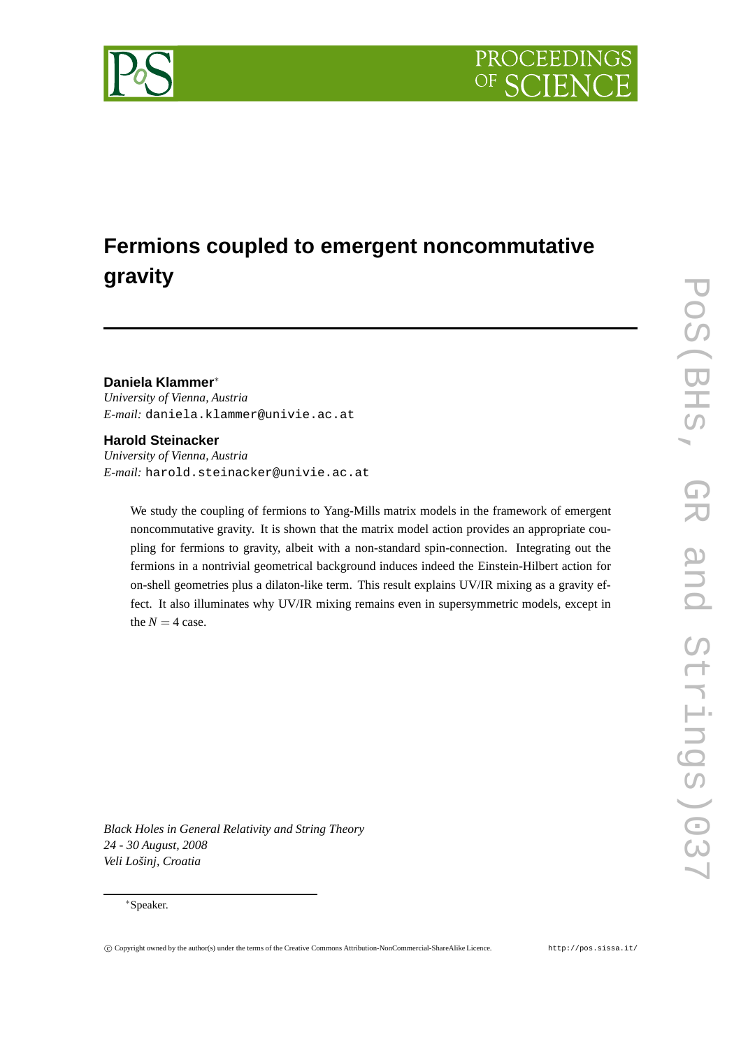# Fermions coupled to emergent noncommutative gravity

**Daniela Klammer***
*University of Vienna, Austria*
*E-mail:* daniela.klammer@univie.ac.at

**Harold Steinacker**
*University of Vienna, Austria*
*E-mail:* harold.steinacker@univie.ac.at

We study the coupling of fermions to Yang-Mills matrix models in the framework of emergent noncommutative gravity. It is shown that the matrix model action provides an appropriate coupling for fermions to gravity, albeit with a non-standard spin-connection. Integrating out the fermions in a nontrivial geometrical background induces indeed the Einstein-Hilbert action for on-shell geometries plus a dilaton-like term. This result explains UV/IR mixing as a gravity effect. It also illuminates why UV/IR mixing remains even in supersymmetric models, except in the $N = 4$ case.

*Black Holes in General Relativity and String Theory*
*24 - 30 August, 2008*
*Veli Lošinj, Croatia*

*Speaker.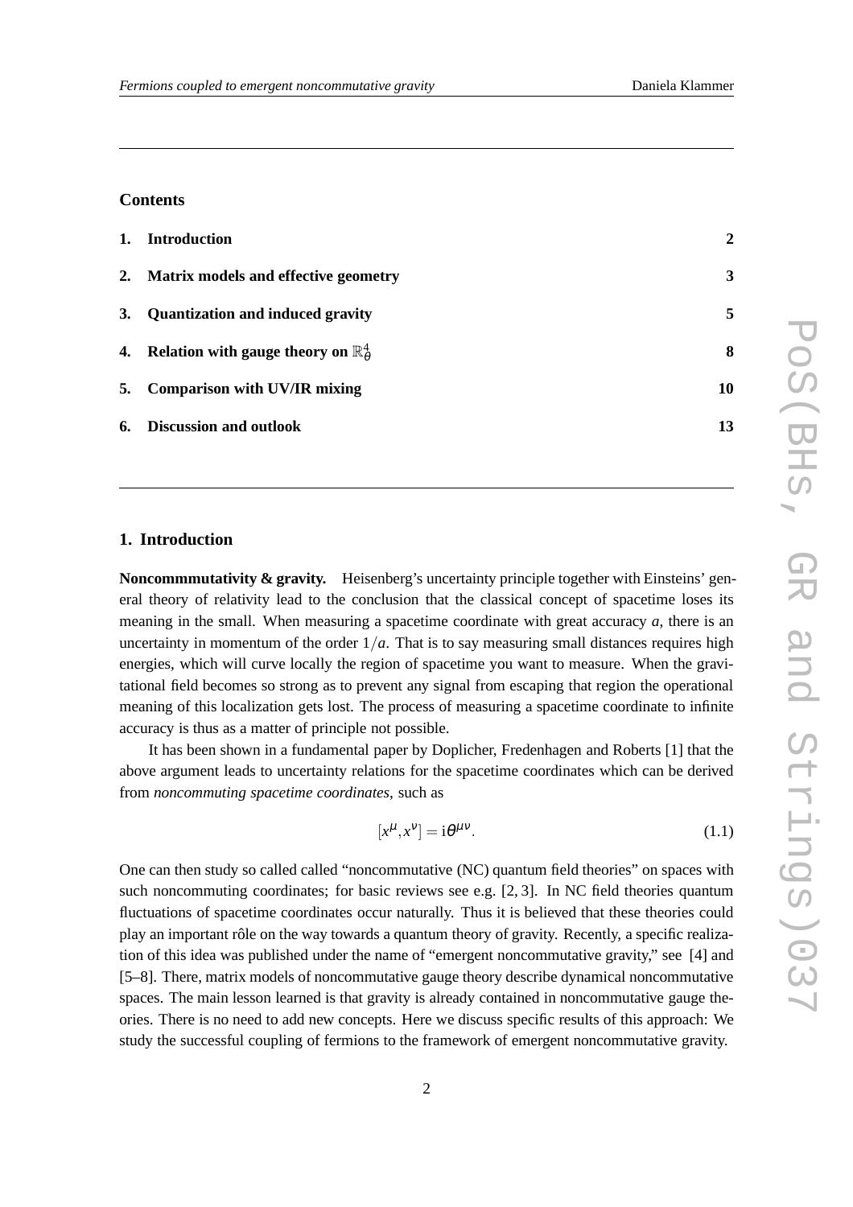## Contents

| | | |
|---|---|---|
| **1.** | **Introduction** | **2** |
| **2.** | **Matrix models and effective geometry** | **3** |
| **3.** | **Quantization and induced gravity** | **5** |
| **4.** | **Relation with gauge theory on $\mathbb{R}^4_\theta$** | **8** |
| **5.** | **Comparison with UV/IR mixing** | **10** |
| **6.** | **Discussion and outlook** | **13** |

## 1. Introduction

**Noncommmutativity & gravity.** Heisenberg's uncertainty principle together with Einsteins' general theory of relativity lead to the conclusion that the classical concept of spacetime loses its meaning in the small. When measuring a spacetime coordinate with great accuracy $a$, there is an uncertainty in momentum of the order $1/a$. That is to say measuring small distances requires high energies, which will curve locally the region of spacetime you want to measure. When the gravitational field becomes so strong as to prevent any signal from escaping that region the operational meaning of this localization gets lost. The process of measuring a spacetime coordinate to infinite accuracy is thus as a matter of principle not possible.

It has been shown in a fundamental paper by Doplicher, Fredenhagen and Roberts [1] that the above argument leads to uncertainty relations for the spacetime coordinates which can be derived from *noncommuting spacetime coordinates*, such as

$$[x^\mu, x^\nu] = \mathrm{i}\theta^{\mu\nu}. \tag{1.1}$$

One can then study so called called "noncommutative (NC) quantum field theories" on spaces with such noncommuting coordinates; for basic reviews see e.g. [2, 3]. In NC field theories quantum fluctuations of spacetime coordinates occur naturally. Thus it is believed that these theories could play an important rôle on the way towards a quantum theory of gravity. Recently, a specific realization of this idea was published under the name of "emergent noncommutative gravity," see [4] and [5–8]. There, matrix models of noncommutative gauge theory describe dynamical noncommutative spaces. The main lesson learned is that gravity is already contained in noncommutative gauge theories. There is no need to add new concepts. Here we discuss specific results of this approach: We study the successful coupling of fermions to the framework of emergent noncommutative gravity.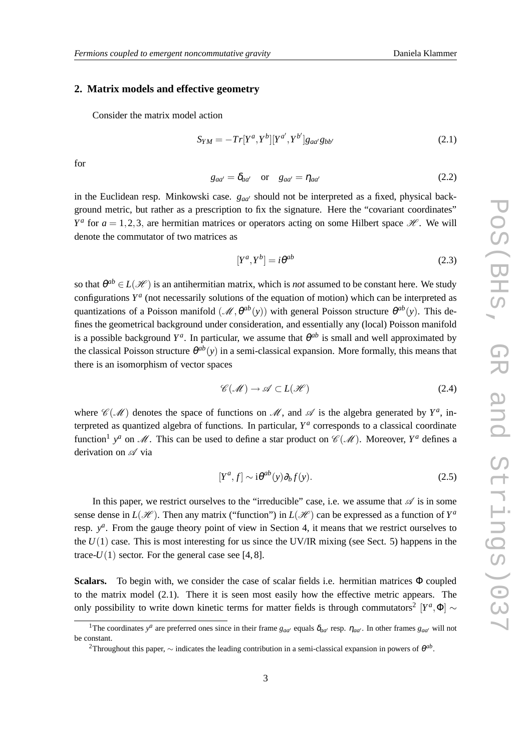## 2. Matrix models and effective geometry

Consider the matrix model action

$$S_{YM} = -Tr[Y^a, Y^b][Y^{a'}, Y^{b'}]g_{aa'}g_{bb'} \tag{2.1}$$

for

$$g_{aa'} = \delta_{aa'} \quad \text{or} \quad g_{aa'} = \eta_{aa'} \tag{2.2}$$

in the Euclidean resp. Minkowski case. $g_{aa'}$ should not be interpreted as a fixed, physical background metric, but rather as a prescription to fix the signature. Here the "covariant coordinates" $Y^a$ for $a = 1,2,3,$ are hermitian matrices or operators acting on some Hilbert space $\mathscr{H}$. We will denote the commutator of two matrices as

$$[Y^a, Y^b] = i\theta^{ab} \tag{2.3}$$

so that $\theta^{ab} \in L(\mathscr{H})$ is an antihermitian matrix, which is *not* assumed to be constant here. We study configurations $Y^a$ (not necessarily solutions of the equation of motion) which can be interpreted as quantizations of a Poisson manifold $(\mathscr{M}, \theta^{ab}(y))$ with general Poisson structure $\theta^{ab}(y)$. This defines the geometrical background under consideration, and essentially any (local) Poisson manifold is a possible background $Y^a$. In particular, we assume that $\theta^{ab}$ is small and well approximated by the classical Poisson structure $\theta^{ab}(y)$ in a semi-classical expansion. More formally, this means that there is an isomorphism of vector spaces

$$\mathscr{C}(\mathscr{M}) \to \mathscr{A} \subset L(\mathscr{H}) \tag{2.4}$$

where $\mathscr{C}(\mathscr{M})$ denotes the space of functions on $\mathscr{M}$, and $\mathscr{A}$ is the algebra generated by $Y^a$, interpreted as quantized algebra of functions. In particular, $Y^a$ corresponds to a classical coordinate function[1] $y^a$ on $\mathscr{M}$. This can be used to define a star product on $\mathscr{C}(\mathscr{M})$. Moreover, $Y^a$ defines a derivation on $\mathscr{A}$ via

$$[Y^a, f] \sim \mathrm{i}\theta^{ab}(y)\partial_b f(y). \tag{2.5}$$

In this paper, we restrict ourselves to the "irreducible" case, i.e. we assume that $\mathscr{A}$ is in some sense dense in $L(\mathscr{H})$. Then any matrix ("function") in $L(\mathscr{H})$ can be expressed as a function of $Y^a$ resp. $y^a$. From the gauge theory point of view in Section 4, it means that we restrict ourselves to the $U(1)$ case. This is most interesting for us since the UV/IR mixing (see Sect. 5) happens in the trace-$U(1)$ sector. For the general case see [4, 8].

**Scalars.** To begin with, we consider the case of scalar fields i.e. hermitian matrices $\Phi$ coupled to the matrix model (2.1). There it is seen most easily how the effective metric appears. The only possibility to write down kinetic terms for matter fields is through commutators[2] $[Y^a, \Phi] \sim$

---

[1] The coordinates $y^a$ are preferred ones since in their frame $g_{aa'}$ equals $\delta_{aa'}$ resp. $\eta_{aa'}$. In other frames $g_{aa'}$ will not be constant.

[2] Throughout this paper, $\sim$ indicates the leading contribution in a semi-classical expansion in powers of $\theta^{ab}$.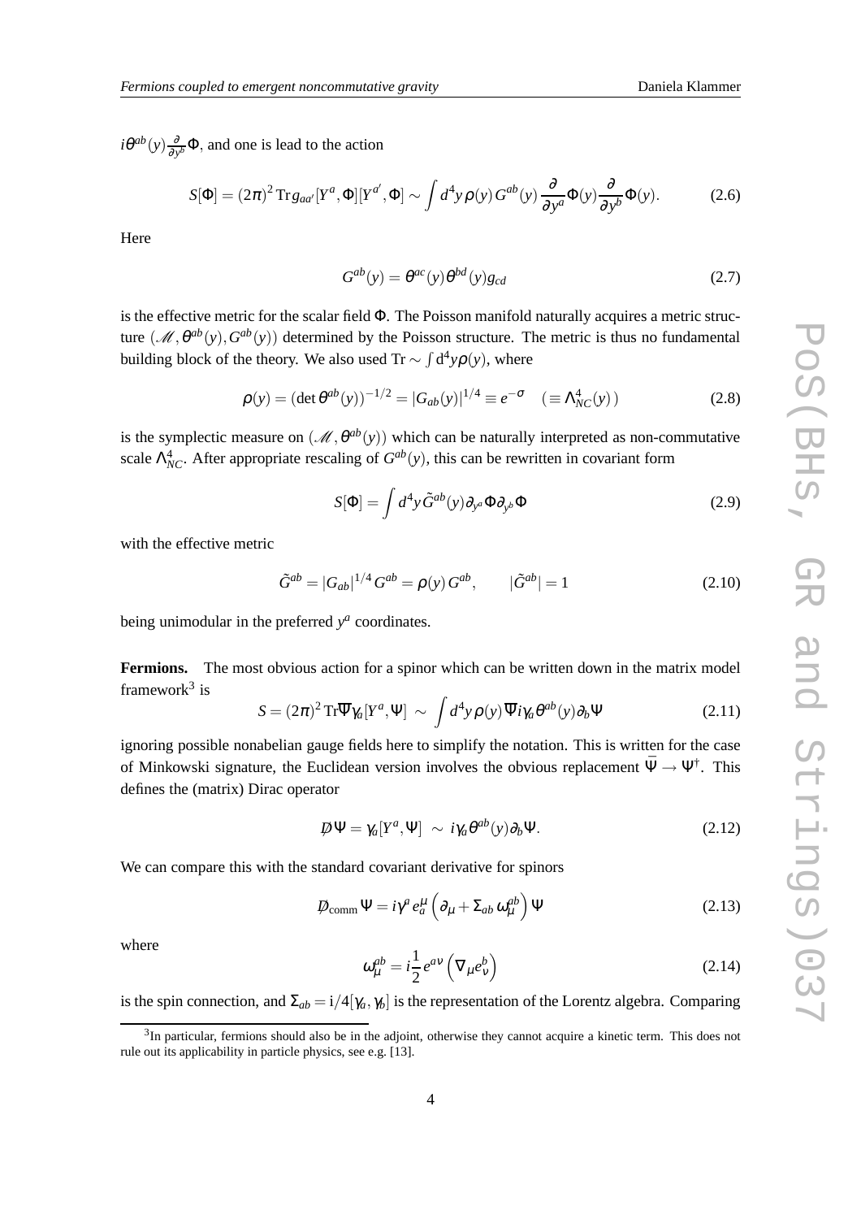$i\theta^{ab}(y)\frac{\partial}{\partial y^b}\Phi$, and one is lead to the action

$$S[\Phi] = (2\pi)^2 \operatorname{Tr} g_{aa'}[Y^a,\Phi][Y^{a'},\Phi] \sim \int d^4y\, \rho(y)\, G^{ab}(y)\, \frac{\partial}{\partial y^a}\Phi(y)\frac{\partial}{\partial y^b}\Phi(y). \tag{2.6}$$

Here

$$G^{ab}(y) = \theta^{ac}(y)\theta^{bd}(y) g_{cd} \tag{2.7}$$

is the effective metric for the scalar field $\Phi$. The Poisson manifold naturally acquires a metric structure $(\mathscr{M},\theta^{ab}(y),G^{ab}(y))$ determined by the Poisson structure. The metric is thus no fundamental building block of the theory. We also used $\operatorname{Tr} \sim \int d^4y \rho(y)$, where

$$\rho(y) = (\det\theta^{ab}(y))^{-1/2} = |G_{ab}(y)|^{1/4} \equiv e^{-\sigma} \quad (\equiv \Lambda^4_{NC}(y)) \tag{2.8}$$

is the symplectic measure on $(\mathscr{M},\theta^{ab}(y))$ which can be naturally interpreted as non-commutative scale $\Lambda^4_{NC}$. After appropriate rescaling of $G^{ab}(y)$, this can be rewritten in covariant form

$$S[\Phi] = \int d^4y\, \tilde{G}^{ab}(y)\partial_{y^a}\Phi\partial_{y^b}\Phi \tag{2.9}$$

with the effective metric

$$\tilde{G}^{ab} = |G_{ab}|^{1/4}\, G^{ab} = \rho(y)\, G^{ab}, \qquad |\tilde{G}^{ab}| = 1 \tag{2.10}$$

being unimodular in the preferred $y^a$ coordinates.

**Fermions.** The most obvious action for a spinor which can be written down in the matrix model framework[3] is

$$S = (2\pi)^2 \operatorname{Tr}\overline{\Psi}\gamma_a[Y^a,\Psi] \;\sim\; \int d^4y\, \rho(y)\, \overline{\Psi} i\gamma_a\theta^{ab}(y)\partial_b\Psi \tag{2.11}$$

ignoring possible nonabelian gauge fields here to simplify the notation. This is written for the case of Minkowski signature, the Euclidean version involves the obvious replacement $\bar{\Psi} \to \Psi^\dagger$. This defines the (matrix) Dirac operator

$$D\!\!\!/\,\Psi = \gamma_a[Y^a,\Psi] \;\sim\; i\gamma_a\theta^{ab}(y)\partial_b\Psi. \tag{2.12}$$

We can compare this with the standard covariant derivative for spinors

$$D\!\!\!/_{\rm comm}\,\Psi = i\gamma^a\, e^\mu_a \left(\partial_\mu + \Sigma_{ab}\,\omega^{ab}_\mu\right)\Psi \tag{2.13}$$

where

$$\omega^{ab}_\mu = i\frac{1}{2} e^{a\nu}\left(\nabla_\mu e^b_\nu\right) \tag{2.14}$$

is the spin connection, and $\Sigma_{ab} = i/4[\gamma_a,\gamma_b]$ is the representation of the Lorentz algebra. Comparing

[3] In particular, fermions should also be in the adjoint, otherwise they cannot acquire a kinetic term. This does not rule out its applicability in particle physics, see e.g. [13].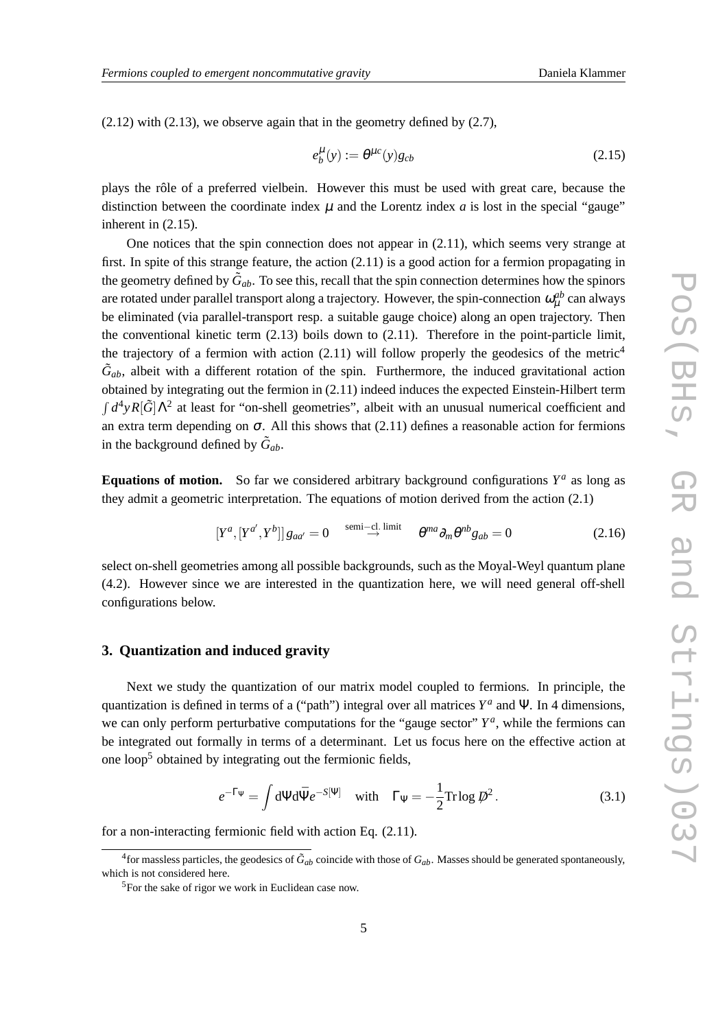(2.12) with (2.13), we observe again that in the geometry defined by (2.7),

$$e^{\mu}_{b}(y) := \theta^{\mu c}(y) g_{cb} \tag{2.15}$$

plays the rôle of a preferred vielbein. However this must be used with great care, because the distinction between the coordinate index $\mu$ and the Lorentz index $a$ is lost in the special "gauge" inherent in (2.15).

One notices that the spin connection does not appear in (2.11), which seems very strange at first. In spite of this strange feature, the action (2.11) is a good action for a fermion propagating in the geometry defined by $\tilde{G}_{ab}$. To see this, recall that the spin connection determines how the spinors are rotated under parallel transport along a trajectory. However, the spin-connection $\omega_{\mu}^{ab}$ can always be eliminated (via parallel-transport resp. a suitable gauge choice) along an open trajectory. Then the conventional kinetic term (2.13) boils down to (2.11). Therefore in the point-particle limit, the trajectory of a fermion with action (2.11) will follow properly the geodesics of the metric[4] $\tilde{G}_{ab}$, albeit with a different rotation of the spin. Furthermore, the induced gravitational action obtained by integrating out the fermion in (2.11) indeed induces the expected Einstein-Hilbert term $\int d^4 y R[\tilde{G}]\Lambda^2$ at least for "on-shell geometries", albeit with an unusual numerical coefficient and an extra term depending on $\sigma$. All this shows that (2.11) defines a reasonable action for fermions in the background defined by $\tilde{G}_{ab}$.

**Equations of motion.** So far we considered arbitrary background configurations $Y^a$ as long as they admit a geometric interpretation. The equations of motion derived from the action (2.1)

$$[Y^a,[Y^{a'},Y^b]]\, g_{aa'} = 0 \quad \stackrel{\text{semi-cl. limit}}{\rightarrow} \quad \theta^{ma}\partial_m \theta^{nb} g_{ab} = 0 \tag{2.16}$$

select on-shell geometries among all possible backgrounds, such as the Moyal-Weyl quantum plane (4.2). However since we are interested in the quantization here, we will need general off-shell configurations below.

## 3. Quantization and induced gravity

Next we study the quantization of our matrix model coupled to fermions. In principle, the quantization is defined in terms of a ("path") integral over all matrices $Y^a$ and $\Psi$. In 4 dimensions, we can only perform perturbative computations for the "gauge sector" $Y^a$, while the fermions can be integrated out formally in terms of a determinant. Let us focus here on the effective action at one loop[5] obtained by integrating out the fermionic fields,

$$e^{-\Gamma_\Psi} = \int d\Psi d\bar{\Psi} e^{-S[\Psi]} \quad \text{with} \quad \Gamma_\Psi = -\frac{1}{2}\mathrm{Tr}\log \not{D}^2 . \tag{3.1}$$

for a non-interacting fermionic field with action Eq. (2.11).

[4] for massless particles, the geodesics of $\tilde{G}_{ab}$ coincide with those of $G_{ab}$. Masses should be generated spontaneously, which is not considered here.

[5] For the sake of rigor we work in Euclidean case now.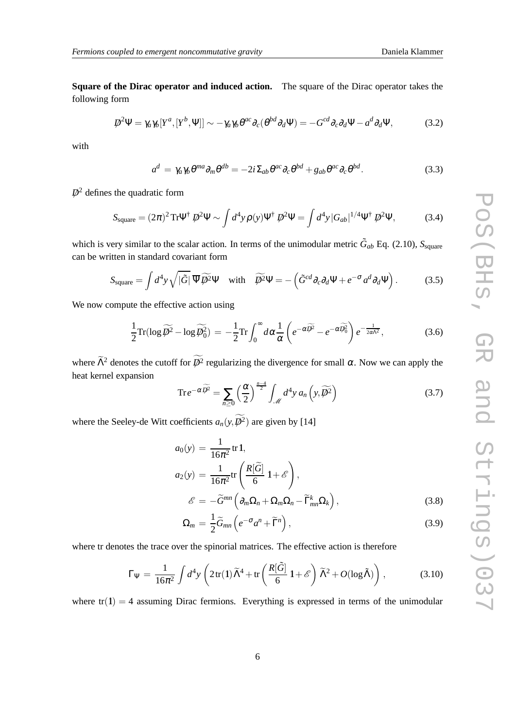**Square of the Dirac operator and induced action.** The square of the Dirac operator takes the following form

$$\not{D}^2\Psi = \gamma_a\gamma_b[Y^a,[Y^b,\Psi]] \sim -\gamma_a\gamma_b\theta^{ac}\partial_c(\theta^{bd}\partial_d\Psi) = -G^{cd}\partial_c\partial_d\Psi - a^d\partial_d\Psi, \tag{3.2}$$

with

$$a^d = \gamma_a\gamma_b\theta^{ma}\partial_m\theta^{db} = -2i\Sigma_{ab}\theta^{ac}\partial_c\theta^{bd} + g_{ab}\theta^{ac}\partial_c\theta^{bd}. \tag{3.3}$$

$\not{D}^2$ defines the quadratic form

$$S_{\text{square}} = (2\pi)^2\,\text{Tr}\Psi^\dagger\,\not{D}^2\Psi \sim \int d^4y\,\rho(y)\Psi^\dagger\,\not{D}^2\Psi = \int d^4y\,|G_{ab}|^{1/4}\Psi^\dagger\,\not{D}^2\Psi, \tag{3.4}$$

which is very similar to the scalar action. In terms of the unimodular metric $\tilde{G}_{ab}$ Eq. (2.10), $S_{\text{square}}$ can be written in standard covariant form

$$S_{\text{square}} = \int d^4y\sqrt{|\tilde{G}|}\,\overline{\Psi}\widetilde{\not{D}^2}\Psi \quad \text{with} \quad \widetilde{\not{D}^2}\Psi = -\left(\tilde{G}^{cd}\partial_c\partial_d\Psi + e^{-\sigma}a^d\partial_d\Psi\right). \tag{3.5}$$

We now compute the effective action using

$$\frac{1}{2}\text{Tr}(\log\widetilde{\not{D}^2} - \log\widetilde{\not{D}_0^2}) = -\frac{1}{2}\text{Tr}\int_0^\infty d\alpha\frac{1}{\alpha}\left(e^{-\alpha\widetilde{\not{D}^2}} - e^{-\alpha\widetilde{\not{D}_0^2}}\right)e^{-\frac{1}{2\alpha\Lambda^2}}, \tag{3.6}$$

where $\widetilde{\Lambda}^2$ denotes the cutoff for $\widetilde{\not{D}^2}$ regularizing the divergence for small $\alpha$. Now we can apply the heat kernel expansion

$$\text{Tr}\,e^{-\alpha\widetilde{\not{D}^2}} = \sum_{n\geq 0}\left(\frac{\alpha}{2}\right)^{\frac{n-4}{2}}\int_{\mathscr{M}} d^4y\,a_n\left(y,\widetilde{\not{D}^2}\right) \tag{3.7}$$

where the Seeley-de Witt coefficients $a_n(y,\widetilde{\not{D}^2})$ are given by [14]

$$\begin{aligned}
a_0(y) &= \frac{1}{16\pi^2}\,\text{tr}\,\mathbb{1},\\
a_2(y) &= \frac{1}{16\pi^2}\text{tr}\left(\frac{R[\widetilde{G}]}{6}\,\mathbb{1} + \mathscr{E}\right),\\
\mathscr{E} &= -\widetilde{G}^{mn}\left(\partial_m\Omega_n + \Omega_m\Omega_n - \widetilde{\Gamma}^k_{mn}\Omega_k\right),
\end{aligned} \tag{3.8}$$

$$\Omega_m = \frac{1}{2}\widetilde{G}_{mn}\left(e^{-\sigma}a^n + \widetilde{\Gamma}^n\right), \tag{3.9}$$

where tr denotes the trace over the spinorial matrices. The effective action is therefore

$$\Gamma_\Psi = \frac{1}{16\pi^2}\int d^4y\left(2\,\text{tr}(\mathbb{1})\widetilde{\Lambda}^4 + \text{tr}\left(\frac{R[\tilde{G}]}{6}\,\mathbb{1} + \mathscr{E}\right)\widetilde{\Lambda}^2 + O(\log\tilde{\Lambda})\right), \tag{3.10}$$

where $\text{tr}(\mathbb{1}) = 4$ assuming Dirac fermions. Everything is expressed in terms of the unimodular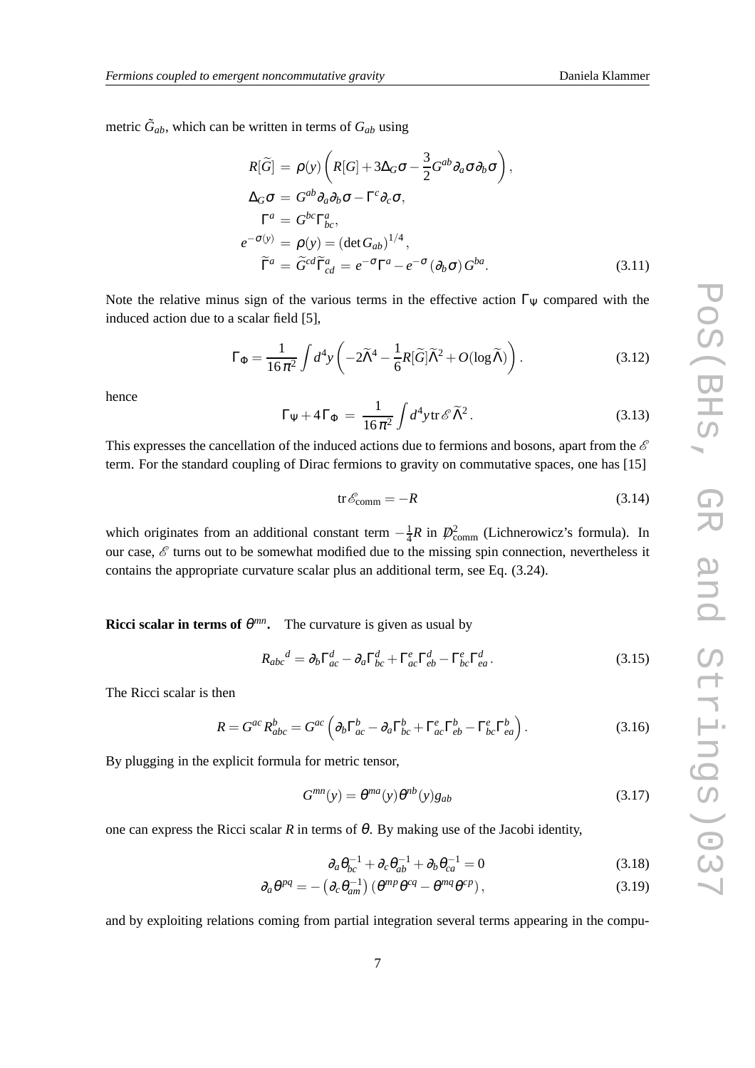metric $\tilde{G}_{ab}$, which can be written in terms of $G_{ab}$ using

$$
\begin{aligned}
R[\widetilde{G}] &= \rho(y)\left(R[G] + 3\Delta_G\sigma - \frac{3}{2}G^{ab}\partial_a\sigma\partial_b\sigma\right), \\
\Delta_G\sigma &= G^{ab}\partial_a\partial_b\sigma - \Gamma^c\partial_c\sigma, \\
\Gamma^a &= G^{bc}\Gamma^a_{bc}, \\
e^{-\sigma(y)} &= \rho(y) = (\det G_{ab})^{1/4}, \\
\widetilde{\Gamma}^a &= \widetilde{G}^{cd}\widetilde{\Gamma}^a_{cd} = e^{-\sigma}\Gamma^a - e^{-\sigma}(\partial_b\sigma)G^{ba}.
\end{aligned}
\tag{3.11}
$$

Note the relative minus sign of the various terms in the effective action $\Gamma_\Psi$ compared with the induced action due to a scalar field [5],

$$
\Gamma_\Phi = \frac{1}{16\pi^2}\int d^4y\left(-2\widetilde{\Lambda}^4 - \frac{1}{6}R[\widetilde{G}]\widetilde{\Lambda}^2 + O(\log\widetilde{\Lambda})\right). \tag{3.12}
$$

hence

$$
\Gamma_\Psi + 4\Gamma_\Phi = \frac{1}{16\pi^2}\int d^4y \,\mathrm{tr}\,\mathscr{E}\,\widetilde{\Lambda}^2. \tag{3.13}
$$

This expresses the cancellation of the induced actions due to fermions and bosons, apart from the $\mathscr{E}$ term. For the standard coupling of Dirac fermions to gravity on commutative spaces, one has [15]

$$
\mathrm{tr}\,\mathscr{E}_{\mathrm{comm}} = -R \tag{3.14}
$$

which originates from an additional constant term $-\frac{1}{4}R$ in $\not{D}^2_{\mathrm{comm}}$ (Lichnerowicz's formula). In our case, $\mathscr{E}$ turns out to be somewhat modified due to the missing spin connection, nevertheless it contains the appropriate curvature scalar plus an additional term, see Eq. (3.24).

**Ricci scalar in terms of $\theta^{mn}$.** The curvature is given as usual by

$$
R_{abc}{}^d = \partial_b\Gamma^d_{ac} - \partial_a\Gamma^d_{bc} + \Gamma^e_{ac}\Gamma^d_{eb} - \Gamma^e_{bc}\Gamma^d_{ea}. \tag{3.15}
$$

The Ricci scalar is then

$$
R = G^{ac}R^b_{abc} = G^{ac}\left(\partial_b\Gamma^b_{ac} - \partial_a\Gamma^b_{bc} + \Gamma^e_{ac}\Gamma^b_{eb} - \Gamma^e_{bc}\Gamma^b_{ea}\right). \tag{3.16}
$$

By plugging in the explicit formula for metric tensor,

$$
G^{mn}(y) = \theta^{ma}(y)\theta^{nb}(y)g_{ab} \tag{3.17}
$$

one can express the Ricci scalar $R$ in terms of $\theta$. By making use of the Jacobi identity,

$$
\partial_a\theta^{-1}_{bc} + \partial_c\theta^{-1}_{ab} + \partial_b\theta^{-1}_{ca} = 0 \tag{3.18}
$$

$$
\partial_a\theta^{pq} = -\left(\partial_c\theta^{-1}_{am}\right)\left(\theta^{mp}\theta^{cq} - \theta^{mq}\theta^{cp}\right), \tag{3.19}
$$

and by exploiting relations coming from partial integration several terms appearing in the compu-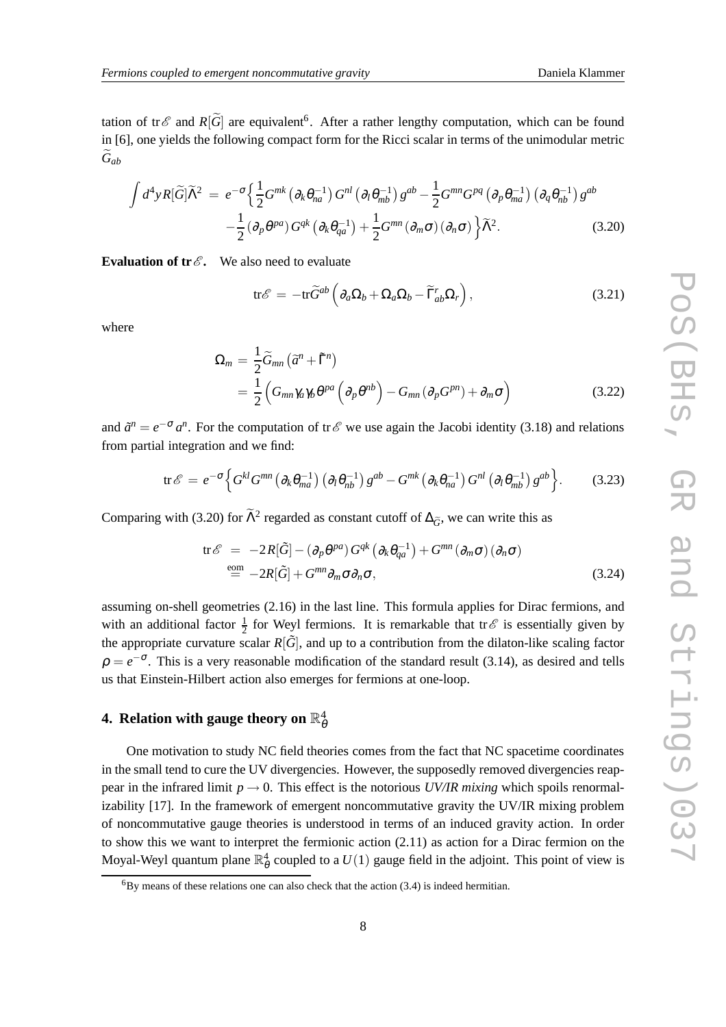tation of $\mathrm{tr}\,\mathscr{E}$ and $R[\widetilde{G}]$ are equivalent[6]. After a rather lengthy computation, which can be found in [6], one yields the following compact form for the Ricci scalar in terms of the unimodular metric $\widetilde{G}_{ab}$

$$
\begin{aligned}
\int d^4y\, R[\widetilde{G}]\widetilde{\Lambda}^2 \;=\; e^{-\sigma}\Big\{ & \frac{1}{2}G^{mk}\left(\partial_k\theta^{-1}_{na}\right)G^{nl}\left(\partial_l\theta^{-1}_{mb}\right)g^{ab} - \frac{1}{2}G^{mn}G^{pq}\left(\partial_p\theta^{-1}_{ma}\right)\left(\partial_q\theta^{-1}_{nb}\right)g^{ab} \\
& -\frac{1}{2}\left(\partial_p\theta^{pa}\right)G^{qk}\left(\partial_k\theta^{-1}_{qa}\right) + \frac{1}{2}G^{mn}\left(\partial_m\sigma\right)\left(\partial_n\sigma\right)\Big\}\widetilde{\Lambda}^2. \qquad (3.20)
\end{aligned}
$$

**Evaluation of $\mathrm{tr}\,\mathscr{E}$.** We also need to evaluate

$$
\mathrm{tr}\,\mathscr{E} \;=\; -\mathrm{tr}\,\widetilde{G}^{ab}\left(\partial_a\Omega_b + \Omega_a\Omega_b - \widetilde{\Gamma}^r_{ab}\Omega_r\right), \qquad (3.21)
$$

where

$$
\begin{aligned}
\Omega_m \;&=\; \frac{1}{2}\widetilde{G}_{mn}\left(\tilde{a}^n + \tilde{\Gamma}^n\right) \\
&=\; \frac{1}{2}\left(G_{mn}\gamma_a\gamma_b\theta^{pa}\left(\partial_p\theta^{nb}\right) - G_{mn}\left(\partial_p G^{pn}\right) + \partial_m\sigma\right) \qquad (3.22)
\end{aligned}
$$

and $\tilde{a}^n = e^{-\sigma}a^n$. For the computation of $\mathrm{tr}\,\mathscr{E}$ we use again the Jacobi identity (3.18) and relations from partial integration and we find:

$$
\mathrm{tr}\,\mathscr{E} \;=\; e^{-\sigma}\Big\{G^{kl}G^{mn}\left(\partial_k\theta^{-1}_{ma}\right)\left(\partial_l\theta^{-1}_{nb}\right)g^{ab} - G^{mk}\left(\partial_k\theta^{-1}_{na}\right)G^{nl}\left(\partial_l\theta^{-1}_{mb}\right)g^{ab}\Big\}. \qquad (3.23)
$$

Comparing with (3.20) for $\widetilde{\Lambda}^2$ regarded as constant cutoff of $\Delta_{\widetilde{G}}$, we can write this as

$$
\begin{aligned}
\mathrm{tr}\,\mathscr{E} \;&=\; -2R[\tilde{G}] - \left(\partial_p\theta^{pa}\right)G^{qk}\left(\partial_k\theta^{-1}_{qa}\right) + G^{mn}\left(\partial_m\sigma\right)\left(\partial_n\sigma\right) \\
&\overset{\mathrm{eom}}{=}\; -2R[\tilde{G}] + G^{mn}\partial_m\sigma\partial_n\sigma, \qquad (3.24)
\end{aligned}
$$

assuming on-shell geometries (2.16) in the last line. This formula applies for Dirac fermions, and with an additional factor $\frac{1}{2}$ for Weyl fermions. It is remarkable that $\mathrm{tr}\,\mathscr{E}$ is essentially given by the appropriate curvature scalar $R[\tilde{G}]$, and up to a contribution from the dilaton-like scaling factor $\rho = e^{-\sigma}$. This is a very reasonable modification of the standard result (3.14), as desired and tells us that Einstein-Hilbert action also emerges for fermions at one-loop.

## 4. Relation with gauge theory on $\mathbb{R}^4_\theta$

One motivation to study NC field theories comes from the fact that NC spacetime coordinates in the small tend to cure the UV divergencies. However, the supposedly removed divergencies reappear in the infrared limit $p \to 0$. This effect is the notorious *UV/IR mixing* which spoils renormalizability [17]. In the framework of emergent noncommutative gravity the UV/IR mixing problem of noncommutative gauge theories is understood in terms of an induced gravity action. In order to show this we want to interpret the fermionic action (2.11) as action for a Dirac fermion on the Moyal-Weyl quantum plane $\mathbb{R}^4_\theta$ coupled to a $U(1)$ gauge field in the adjoint. This point of view is

[6] By means of these relations one can also check that the action (3.4) is indeed hermitian.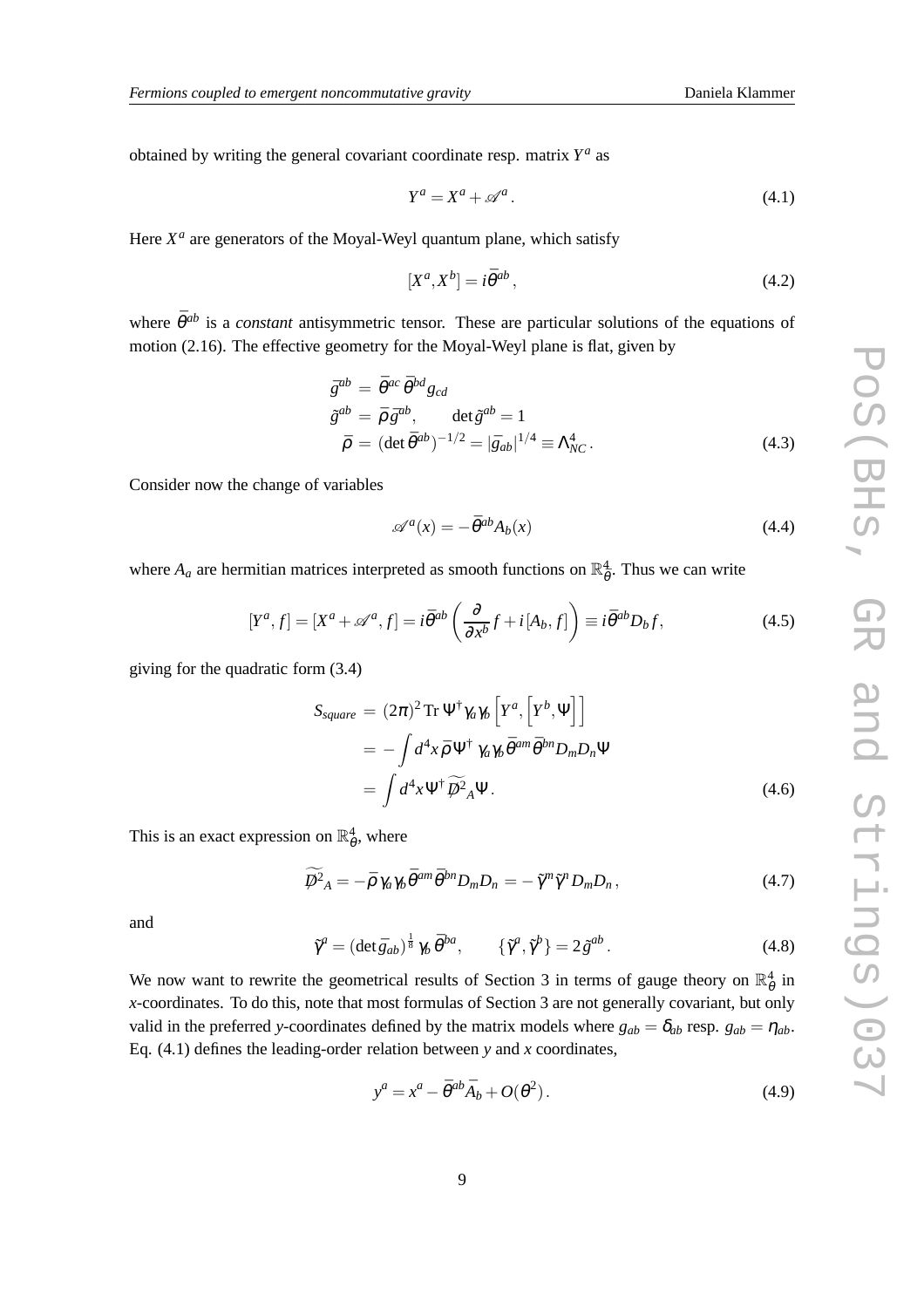obtained by writing the general covariant coordinate resp. matrix $Y^a$ as

$$Y^a = X^a + \mathscr{A}^a \,. \tag{4.1}$$

Here $X^a$ are generators of the Moyal-Weyl quantum plane, which satisfy

$$[X^a, X^b] = i\bar{\theta}^{ab} \,, \tag{4.2}$$

where $\bar{\theta}^{ab}$ is a *constant* antisymmetric tensor. These are particular solutions of the equations of motion (2.16). The effective geometry for the Moyal-Weyl plane is flat, given by

$$\begin{aligned}
\bar{g}^{ab} &= \bar{\theta}^{ac}\,\bar{\theta}^{bd} g_{cd} \\
\tilde{g}^{ab} &= \bar{\rho}\,\bar{g}^{ab}, \qquad \det\tilde{g}^{ab} = 1 \\
\bar{\rho} &= (\det\bar{\theta}^{ab})^{-1/2} = |\bar{g}_{ab}|^{1/4} \equiv \Lambda_{NC}^4 \,.
\end{aligned} \tag{4.3}$$

Consider now the change of variables

$$\mathscr{A}^a(x) = -\bar{\theta}^{ab} A_b(x) \tag{4.4}$$

where $A_a$ are hermitian matrices interpreted as smooth functions on $\mathbb{R}^4_\theta$. Thus we can write

$$[Y^a, f] = [X^a + \mathscr{A}^a, f] = i\bar{\theta}^{ab}\left(\frac{\partial}{\partial x^b} f + i[A_b, f]\right) \equiv i\bar{\theta}^{ab} D_b f \,, \tag{4.5}$$

giving for the quadratic form (3.4)

$$\begin{aligned}
S_{square} &= (2\pi)^2\,\mathrm{Tr}\,\Psi^\dagger \gamma_a \gamma_b \left[Y^a, \left[Y^b, \Psi\right]\right] \\
&= -\int d^4x\, \bar{\rho}\,\Psi^\dagger\, \gamma_a \gamma_b\, \bar{\theta}^{am}\bar{\theta}^{bn} D_m D_n \Psi \\
&= \int d^4x\, \Psi^\dagger\, \widetilde{\not{D}^2}_A \Psi \,.
\end{aligned} \tag{4.6}$$

This is an exact expression on $\mathbb{R}^4_\theta$, where

$$\widetilde{\not{D}^2}_A = -\bar{\rho}\,\gamma_a \gamma_b\, \bar{\theta}^{am}\bar{\theta}^{bn} D_m D_n = -\tilde{\gamma}^m \tilde{\gamma}^n D_m D_n \,, \tag{4.7}$$

and

$$\tilde{\gamma}^a = (\det\bar{g}_{ab})^{\frac{1}{8}}\,\gamma_b\,\bar{\theta}^{ba}, \qquad \{\tilde{\gamma}^a, \tilde{\gamma}^b\} = 2\tilde{g}^{ab} \,. \tag{4.8}$$

We now want to rewrite the geometrical results of Section 3 in terms of gauge theory on $\mathbb{R}^4_\theta$ in $x$-coordinates. To do this, note that most formulas of Section 3 are not generally covariant, but only valid in the preferred $y$-coordinates defined by the matrix models where $g_{ab} = \delta_{ab}$ resp. $g_{ab} = \eta_{ab}$. Eq. (4.1) defines the leading-order relation between $y$ and $x$ coordinates,

$$y^a = x^a - \bar{\theta}^{ab}\bar{A}_b + O(\theta^2) \,. \tag{4.9}$$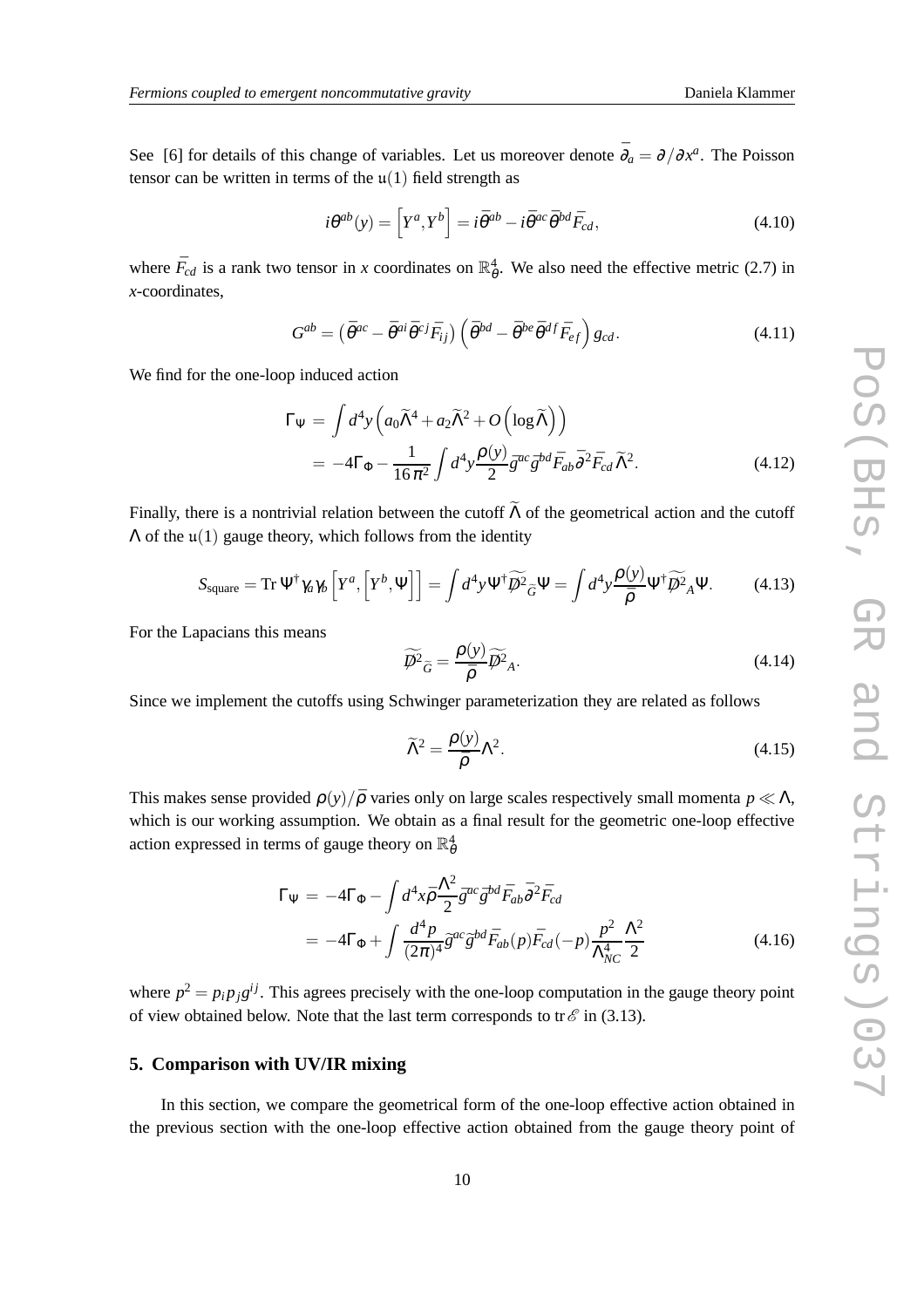See [6] for details of this change of variables. Let us moreover denote $\bar{\partial}_a = \partial/\partial x^a$. The Poisson tensor can be written in terms of the $\mathfrak{u}(1)$ field strength as

$$i\theta^{ab}(y) = \left[Y^a, Y^b\right] = i\bar{\theta}^{ab} - i\bar{\theta}^{ac}\bar{\theta}^{bd}\bar{F}_{cd}, \tag{4.10}$$

where $\bar{F}_{cd}$ is a rank two tensor in $x$ coordinates on $\mathbb{R}^4_\theta$. We also need the effective metric (2.7) in $x$-coordinates,

$$G^{ab} = \left(\bar{\theta}^{ac} - \bar{\theta}^{ai}\bar{\theta}^{cj}\bar{F}_{ij}\right)\left(\bar{\theta}^{bd} - \bar{\theta}^{be}\bar{\theta}^{df}\bar{F}_{ef}\right)g_{cd}. \tag{4.11}$$

We find for the one-loop induced action

$$\begin{aligned}
\Gamma_\Psi &= \int d^4y \left(a_0\widetilde{\Lambda}^4 + a_2\widetilde{\Lambda}^2 + O\left(\log\widetilde{\Lambda}\right)\right) \\
&= -4\Gamma_\Phi - \frac{1}{16\pi^2}\int d^4y \frac{\rho(y)}{2}\bar{g}^{ac}\bar{g}^{bd}\bar{F}_{ab}\bar{\partial}^2\bar{F}_{cd}\widetilde{\Lambda}^2.
\end{aligned} \tag{4.12}$$

Finally, there is a nontrivial relation between the cutoff $\widetilde{\Lambda}$ of the geometrical action and the cutoff $\Lambda$ of the $\mathfrak{u}(1)$ gauge theory, which follows from the identity

$$S_{\text{square}} = \operatorname{Tr}\Psi^\dagger\gamma_a\gamma_b\left[Y^a,\left[Y^b,\Psi\right]\right] = \int d^4y\,\Psi^\dagger\widetilde{\not{D}^2}_{\widetilde{G}}\Psi = \int d^4y\frac{\rho(y)}{\bar{\rho}}\Psi^\dagger\widetilde{\not{D}^2}_A\Psi. \tag{4.13}$$

For the Lapacians this means

$$\widetilde{\not{D}^2}_{\widetilde{G}} = \frac{\rho(y)}{\bar{\rho}}\widetilde{\not{D}^2}_A. \tag{4.14}$$

Since we implement the cutoffs using Schwinger parameterization they are related as follows

$$\widetilde{\Lambda}^2 = \frac{\rho(y)}{\bar{\rho}}\Lambda^2. \tag{4.15}$$

This makes sense provided $\rho(y)/\bar{\rho}$ varies only on large scales respectively small momenta $p \ll \Lambda$, which is our working assumption. We obtain as a final result for the geometric one-loop effective action expressed in terms of gauge theory on $\mathbb{R}^4_\theta$

$$\begin{aligned}
\Gamma_\Psi &= -4\Gamma_\Phi - \int d^4x\bar{\rho}\frac{\Lambda^2}{2}\bar{g}^{ac}\bar{g}^{bd}\bar{F}_{ab}\bar{\partial}^2\bar{F}_{cd} \\
&= -4\Gamma_\Phi + \int\frac{d^4p}{(2\pi)^4}\tilde{g}^{ac}\tilde{g}^{bd}\bar{F}_{ab}(p)\bar{F}_{cd}(-p)\frac{p^2}{\Lambda^4_{NC}}\frac{\Lambda^2}{2}
\end{aligned} \tag{4.16}$$

where $p^2 = p_ip_jg^{ij}$. This agrees precisely with the one-loop computation in the gauge theory point of view obtained below. Note that the last term corresponds to $\operatorname{tr}\mathscr{E}$ in (3.13).

## 5. Comparison with UV/IR mixing

In this section, we compare the geometrical form of the one-loop effective action obtained in the previous section with the one-loop effective action obtained from the gauge theory point of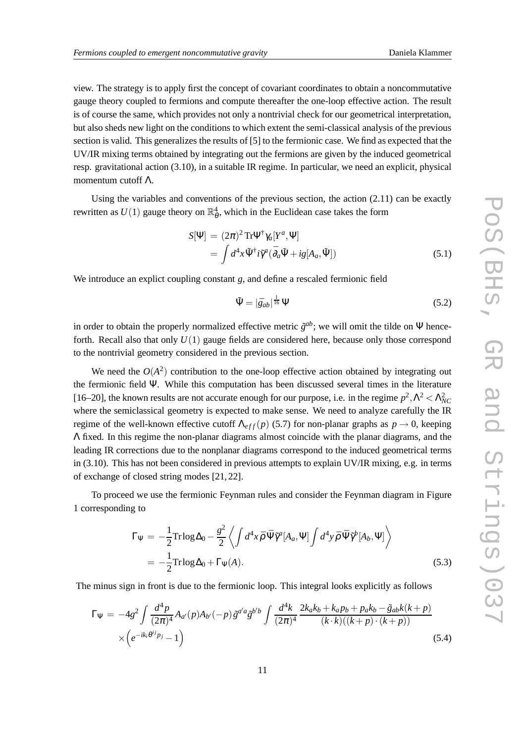view. The strategy is to apply first the concept of covariant coordinates to obtain a noncommutative gauge theory coupled to fermions and compute thereafter the one-loop effective action. The result is of course the same, which provides not only a nontrivial check for our geometrical interpretation, but also sheds new light on the conditions to which extent the semi-classical analysis of the previous section is valid. This generalizes the results of [5] to the fermionic case. We find as expected that the UV/IR mixing terms obtained by integrating out the fermions are given by the induced geometrical resp. gravitational action (3.10), in a suitable IR regime. In particular, we need an explicit, physical momentum cutoff $\Lambda$.

Using the variables and conventions of the previous section, the action (2.11) can be exactly rewritten as $U(1)$ gauge theory on $\mathbb{R}^4_\theta$, which in the Euclidean case takes the form

$$
\begin{aligned}
S[\Psi] &= (2\pi)^2\,\mathrm{Tr}\Psi^\dagger\gamma_a[Y^a,\Psi] \\
&= \int d^4x\,\tilde{\Psi}^\dagger i\tilde{\gamma}^a(\bar{\partial}_a\tilde{\Psi}+ig[A_a,\tilde{\Psi}])
\end{aligned}
\tag{5.1}
$$

We introduce an explict coupling constant $g$, and define a rescaled fermionic field

$$
\tilde{\Psi} = |\bar{g}_{ab}|^{\frac{1}{16}}\,\Psi
\tag{5.2}
$$

in order to obtain the properly normalized effective metric $\tilde{g}^{ab}$; we will omit the tilde on $\Psi$ henceforth. Recall also that only $U(1)$ gauge fields are considered here, because only those correspond to the nontrivial geometry considered in the previous section.

We need the $O(A^2)$ contribution to the one-loop effective action obtained by integrating out the fermionic field $\Psi$. While this computation has been discussed several times in the literature [16–20], the known results are not accurate enough for our purpose, i.e. in the regime $p^2,\Lambda^2<\Lambda_{NC}^2$ where the semiclassical geometry is expected to make sense. We need to analyze carefully the IR regime of the well-known effective cutoff $\Lambda_{eff}(p)$ (5.7) for non-planar graphs as $p\to 0$, keeping $\Lambda$ fixed. In this regime the non-planar diagrams almost coincide with the planar diagrams, and the leading IR corrections due to the nonplanar diagrams correspond to the induced geometrical terms in (3.10). This has not been considered in previous attempts to explain UV/IR mixing, e.g. in terms of exchange of closed string modes [21, 22].

To proceed we use the fermionic Feynman rules and consider the Feynman diagram in Figure 1 corresponding to

$$
\begin{aligned}
\Gamma_\Psi &= -\frac{1}{2}\mathrm{Tr}\log\Delta_0 - \frac{g^2}{2}\left\langle \int d^4x\,\bar{\rho}\bar{\Psi}\tilde{\gamma}^a[A_a,\Psi]\int d^4y\,\bar{\rho}\bar{\Psi}\tilde{\gamma}^b[A_b,\Psi]\right\rangle \\
&= -\frac{1}{2}\mathrm{Tr}\log\Delta_0 + \Gamma_\Psi(A).
\end{aligned}
\tag{5.3}
$$

The minus sign in front is due to the fermionic loop. This integral looks explicitly as follows

$$
\begin{aligned}
\Gamma_\Psi &= -4g^2\int\frac{d^4p}{(2\pi)^4}A_{a'}(p)A_{b'}(-p)\,\tilde{g}^{a'a}\tilde{g}^{b'b}\int\frac{d^4k}{(2\pi)^4}\frac{2k_ak_b+k_ap_b+p_ak_b-\tilde{g}_{ab}k(k+p)}{(k\cdot k)((k+p)\cdot(k+p))} \\
&\quad\times\left(e^{-ik_i\theta^{ij}p_j}-1\right)
\end{aligned}
\tag{5.4}
$$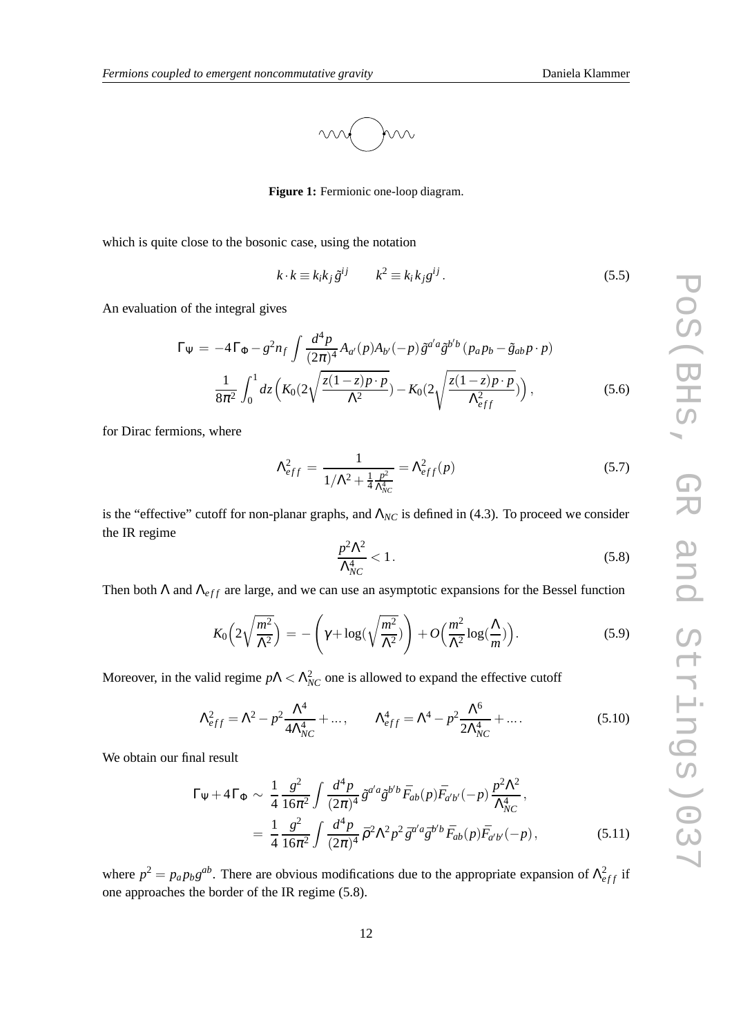**Figure 1:** Fermionic one-loop diagram.

which is quite close to the bosonic case, using the notation

$$k \cdot k \equiv k_i k_j \tilde{g}^{ij} \qquad k^2 \equiv k_i k_j g^{ij}. \tag{5.5}$$

An evaluation of the integral gives

$$\begin{aligned}
\Gamma_\Psi \,=\, & -4\Gamma_\Phi - g^2 n_f \int \frac{d^4 p}{(2\pi)^4} A_{a'}(p) A_{b'}(-p) \tilde{g}^{a'a} \tilde{g}^{b'b} \left(p_a p_b - \tilde{g}_{ab}\, p \cdot p\right) \\
& \frac{1}{8\pi^2} \int_0^1 dz \Big( K_0\big(2\sqrt{\frac{z(1-z)p\cdot p}{\Lambda^2}}\big) - K_0\big(2\sqrt{\frac{z(1-z)p\cdot p}{\Lambda_{eff}^2}}\big) \Big),
\end{aligned} \tag{5.6}$$

for Dirac fermions, where

$$\Lambda_{eff}^2 \,=\, \frac{1}{1/\Lambda^2 + \frac{1}{4}\frac{p^2}{\Lambda_{NC}^4}} = \Lambda_{eff}^2(p) \tag{5.7}$$

is the "effective" cutoff for non-planar graphs, and $\Lambda_{NC}$ is defined in (4.3). To proceed we consider the IR regime

$$\frac{p^2 \Lambda^2}{\Lambda_{NC}^4} < 1. \tag{5.8}$$

Then both $\Lambda$ and $\Lambda_{eff}$ are large, and we can use an asymptotic expansions for the Bessel function

$$K_0\Big(2\sqrt{\frac{m^2}{\Lambda^2}}\Big) \,=\, -\left(\gamma + \log\big(\sqrt{\frac{m^2}{\Lambda^2}}\big)\right) + O\Big(\frac{m^2}{\Lambda^2}\log\big(\frac{\Lambda}{m}\big)\Big). \tag{5.9}$$

Moreover, in the valid regime $p\Lambda < \Lambda_{NC}^2$ one is allowed to expand the effective cutoff

$$\Lambda_{eff}^2 = \Lambda^2 - p^2 \frac{\Lambda^4}{4\Lambda_{NC}^4} + \ldots, \qquad \Lambda_{eff}^4 = \Lambda^4 - p^2 \frac{\Lambda^6}{2\Lambda_{NC}^4} + \ldots. \tag{5.10}$$

We obtain our final result

$$\begin{aligned}
\Gamma_\Psi + 4\Gamma_\Phi \,\sim\, & \frac{1}{4}\frac{g^2}{16\pi^2} \int \frac{d^4 p}{(2\pi)^4} \tilde{g}^{a'a} \tilde{g}^{b'b} \bar{F}_{ab}(p) \bar{F}_{a'b'}(-p) \frac{p^2 \Lambda^2}{\Lambda_{NC}^4}, \\
=\, & \frac{1}{4}\frac{g^2}{16\pi^2} \int \frac{d^4 p}{(2\pi)^4} \bar{\rho}^2 \Lambda^2 p^2 \bar{g}^{a'a} \bar{g}^{b'b} \bar{F}_{ab}(p) \bar{F}_{a'b'}(-p),
\end{aligned} \tag{5.11}$$

where $p^2 = p_a p_b g^{ab}$. There are obvious modifications due to the appropriate expansion of $\Lambda_{eff}^2$ if one approaches the border of the IR regime (5.8).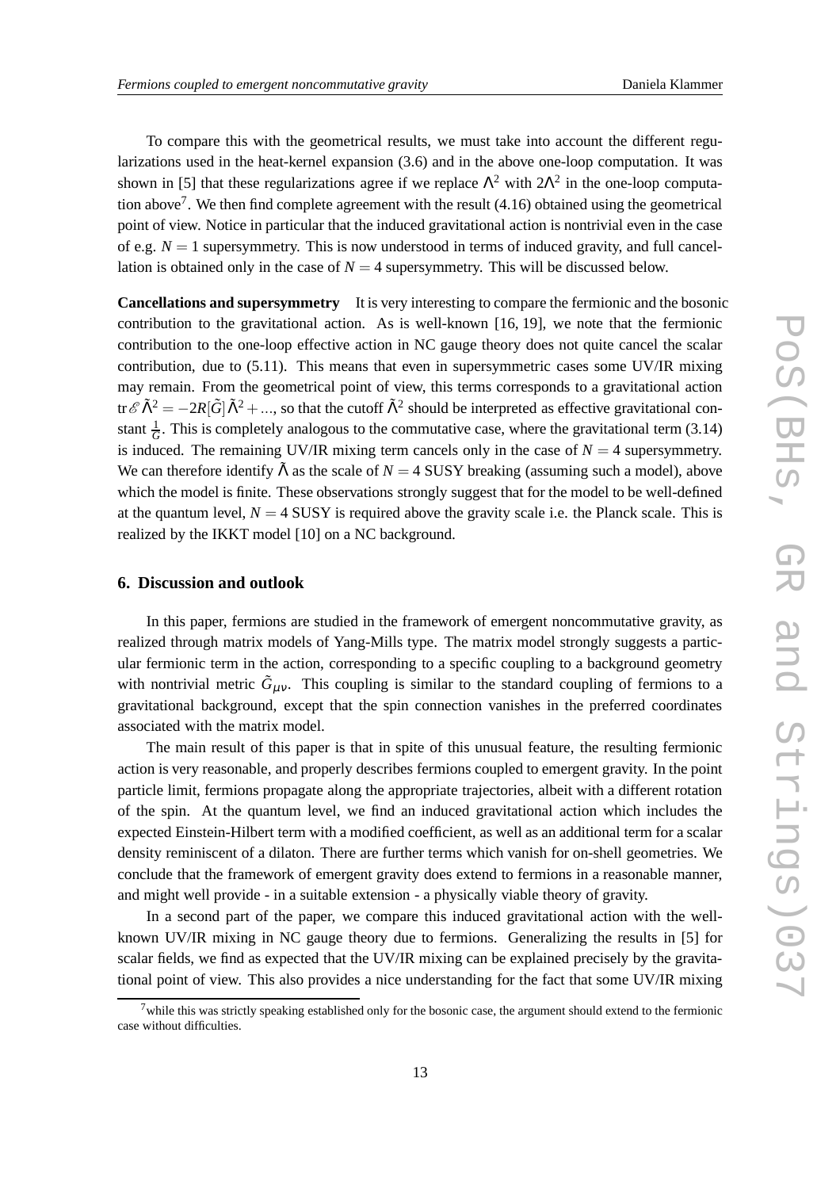To compare this with the geometrical results, we must take into account the different regularizations used in the heat-kernel expansion (3.6) and in the above one-loop computation. It was shown in [5] that these regularizations agree if we replace $\Lambda^2$ with $2\Lambda^2$ in the one-loop computation above[7]. We then find complete agreement with the result (4.16) obtained using the geometrical point of view. Notice in particular that the induced gravitational action is nontrivial even in the case of e.g. $N = 1$ supersymmetry. This is now understood in terms of induced gravity, and full cancellation is obtained only in the case of $N = 4$ supersymmetry. This will be discussed below.

**Cancellations and supersymmetry** It is very interesting to compare the fermionic and the bosonic contribution to the gravitational action. As is well-known [16, 19], we note that the fermionic contribution to the one-loop effective action in NC gauge theory does not quite cancel the scalar contribution, due to (5.11). This means that even in supersymmetric cases some UV/IR mixing may remain. From the geometrical point of view, this terms corresponds to a gravitational action $\mathrm{tr}\,\mathscr{E}\tilde{\Lambda}^2 = -2R[\tilde{G}]\tilde{\Lambda}^2 + ...$, so that the cutoff $\tilde{\Lambda}^2$ should be interpreted as effective gravitational constant $\frac{1}{G}$. This is completely analogous to the commutative case, where the gravitational term (3.14) is induced. The remaining UV/IR mixing term cancels only in the case of $N = 4$ supersymmetry. We can therefore identify $\tilde{\Lambda}$ as the scale of $N = 4$ SUSY breaking (assuming such a model), above which the model is finite. These observations strongly suggest that for the model to be well-defined at the quantum level, $N = 4$ SUSY is required above the gravity scale i.e. the Planck scale. This is realized by the IKKT model [10] on a NC background.

## 6. Discussion and outlook

In this paper, fermions are studied in the framework of emergent noncommutative gravity, as realized through matrix models of Yang-Mills type. The matrix model strongly suggests a particular fermionic term in the action, corresponding to a specific coupling to a background geometry with nontrivial metric $\tilde{G}_{\mu\nu}$. This coupling is similar to the standard coupling of fermions to a gravitational background, except that the spin connection vanishes in the preferred coordinates associated with the matrix model.

The main result of this paper is that in spite of this unusual feature, the resulting fermionic action is very reasonable, and properly describes fermions coupled to emergent gravity. In the point particle limit, fermions propagate along the appropriate trajectories, albeit with a different rotation of the spin. At the quantum level, we find an induced gravitational action which includes the expected Einstein-Hilbert term with a modified coefficient, as well as an additional term for a scalar density reminiscent of a dilaton. There are further terms which vanish for on-shell geometries. We conclude that the framework of emergent gravity does extend to fermions in a reasonable manner, and might well provide - in a suitable extension - a physically viable theory of gravity.

In a second part of the paper, we compare this induced gravitational action with the well-known UV/IR mixing in NC gauge theory due to fermions. Generalizing the results in [5] for scalar fields, we find as expected that the UV/IR mixing can be explained precisely by the gravitational point of view. This also provides a nice understanding for the fact that some UV/IR mixing

[7] while this was strictly speaking established only for the bosonic case, the argument should extend to the fermionic case without difficulties.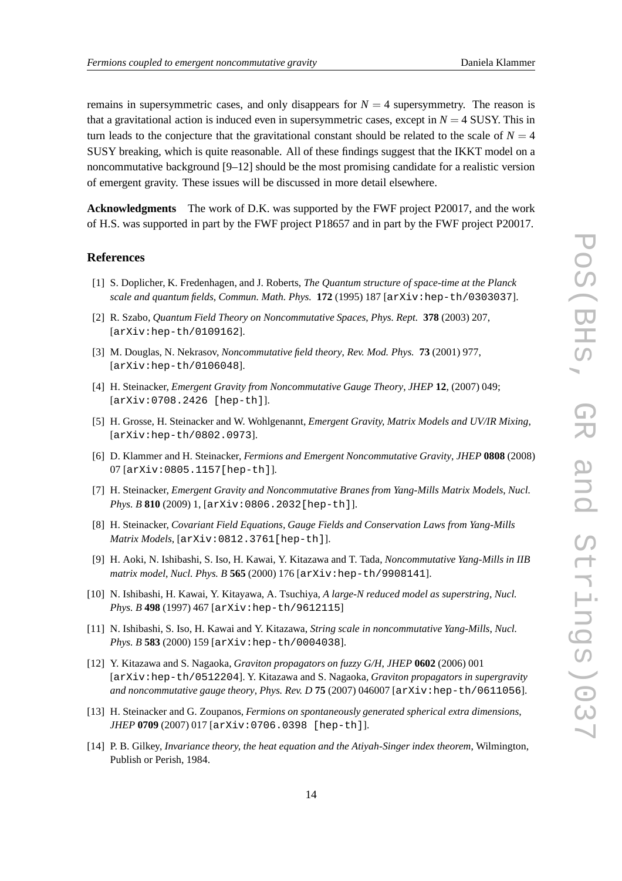remains in supersymmetric cases, and only disappears for $N = 4$ supersymmetry. The reason is that a gravitational action is induced even in supersymmetric cases, except in $N = 4$ SUSY. This in turn leads to the conjecture that the gravitational constant should be related to the scale of $N = 4$ SUSY breaking, which is quite reasonable. All of these findings suggest that the IKKT model on a noncommutative background [9–12] should be the most promising candidate for a realistic version of emergent gravity. These issues will be discussed in more detail elsewhere.

**Acknowledgments** The work of D.K. was supported by the FWF project P20017, and the work of H.S. was supported in part by the FWF project P18657 and in part by the FWF project P20017.

## References

[1] S. Doplicher, K. Fredenhagen, and J. Roberts, *The Quantum structure of space-time at the Planck scale and quantum fields*, *Commun. Math. Phys.* **172** (1995) 187 [arXiv:hep-th/0303037].

[2] R. Szabo, *Quantum Field Theory on Noncommutative Spaces*, *Phys. Rept.* **378** (2003) 207, [arXiv:hep-th/0109162].

[3] M. Douglas, N. Nekrasov, *Noncommutative field theory*, *Rev. Mod. Phys.* **73** (2001) 977, [arXiv:hep-th/0106048].

[4] H. Steinacker, *Emergent Gravity from Noncommutative Gauge Theory*, *JHEP* **12**, (2007) 049; [arXiv:0708.2426 [hep-th]].

[5] H. Grosse, H. Steinacker and W. Wohlgenannt, *Emergent Gravity, Matrix Models and UV/IR Mixing*, [arXiv:hep-th/0802.0973].

[6] D. Klammer and H. Steinacker, *Fermions and Emergent Noncommutative Gravity*, *JHEP* **0808** (2008) 07 [arXiv:0805.1157[hep-th]].

[7] H. Steinacker, *Emergent Gravity and Noncommutative Branes from Yang-Mills Matrix Models*, *Nucl. Phys. B* **810** (2009) 1, [arXiv:0806.2032[hep-th]].

[8] H. Steinacker, *Covariant Field Equations, Gauge Fields and Conservation Laws from Yang-Mills Matrix Models*, [arXiv:0812.3761[hep-th]].

[9] H. Aoki, N. Ishibashi, S. Iso, H. Kawai, Y. Kitazawa and T. Tada, *Noncommutative Yang-Mills in IIB matrix model*, *Nucl. Phys. B* **565** (2000) 176 [arXiv:hep-th/9908141].

[10] N. Ishibashi, H. Kawai, Y. Kitayawa, A. Tsuchiya, *A large-N reduced model as superstring*, *Nucl. Phys. B* **498** (1997) 467 [arXiv:hep-th/9612115]

[11] N. Ishibashi, S. Iso, H. Kawai and Y. Kitazawa, *String scale in noncommutative Yang-Mills*, *Nucl. Phys. B* **583** (2000) 159 [arXiv:hep-th/0004038].

[12] Y. Kitazawa and S. Nagaoka, *Graviton propagators on fuzzy G/H*, *JHEP* **0602** (2006) 001 [arXiv:hep-th/0512204]. Y. Kitazawa and S. Nagaoka, *Graviton propagators in supergravity and noncommutative gauge theory*, *Phys. Rev. D* **75** (2007) 046007 [arXiv:hep-th/0611056].

[13] H. Steinacker and G. Zoupanos, *Fermions on spontaneously generated spherical extra dimensions*, *JHEP* **0709** (2007) 017 [arXiv:0706.0398 [hep-th]].

[14] P. B. Gilkey, *Invariance theory, the heat equation and the Atiyah-Singer index theorem*, Wilmington, Publish or Perish, 1984.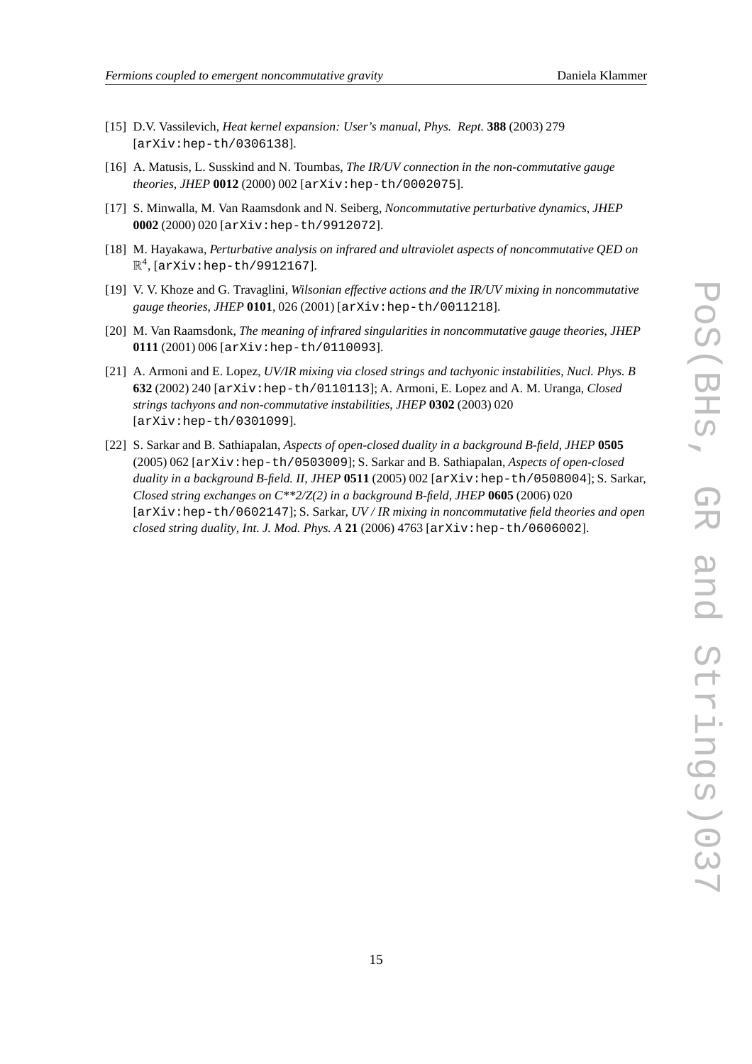[15] D.V. Vassilevich, *Heat kernel expansion: User's manual*, *Phys. Rept.* **388** (2003) 279 [arXiv:hep-th/0306138].

[16] A. Matusis, L. Susskind and N. Toumbas, *The IR/UV connection in the non-commutative gauge theories*, *JHEP* **0012** (2000) 002 [arXiv:hep-th/0002075].

[17] S. Minwalla, M. Van Raamsdonk and N. Seiberg, *Noncommutative perturbative dynamics*, *JHEP* **0002** (2000) 020 [arXiv:hep-th/9912072].

[18] M. Hayakawa, *Perturbative analysis on infrared and ultraviolet aspects of noncommutative QED on* $\mathbb{R}^4$, [arXiv:hep-th/9912167].

[19] V. V. Khoze and G. Travaglini, *Wilsonian effective actions and the IR/UV mixing in noncommutative gauge theories*, *JHEP* **0101**, 026 (2001) [arXiv:hep-th/0011218].

[20] M. Van Raamsdonk, *The meaning of infrared singularities in noncommutative gauge theories*, *JHEP* **0111** (2001) 006 [arXiv:hep-th/0110093].

[21] A. Armoni and E. Lopez, *UV/IR mixing via closed strings and tachyonic instabilities*, *Nucl. Phys. B* **632** (2002) 240 [arXiv:hep-th/0110113]; A. Armoni, E. Lopez and A. M. Uranga, *Closed strings tachyons and non-commutative instabilities*, *JHEP* **0302** (2003) 020 [arXiv:hep-th/0301099].

[22] S. Sarkar and B. Sathiapalan, *Aspects of open-closed duality in a background B-field*, *JHEP* **0505** (2005) 062 [arXiv:hep-th/0503009]; S. Sarkar and B. Sathiapalan, *Aspects of open-closed duality in a background B-field. II*, *JHEP* **0511** (2005) 002 [arXiv:hep-th/0508004]; S. Sarkar, *Closed string exchanges on C**2/Z(2) in a background B-field*, *JHEP* **0605** (2006) 020 [arXiv:hep-th/0602147]; S. Sarkar, *UV / IR mixing in noncommutative field theories and open closed string duality*, *Int. J. Mod. Phys. A* **21** (2006) 4763 [arXiv:hep-th/0606002].